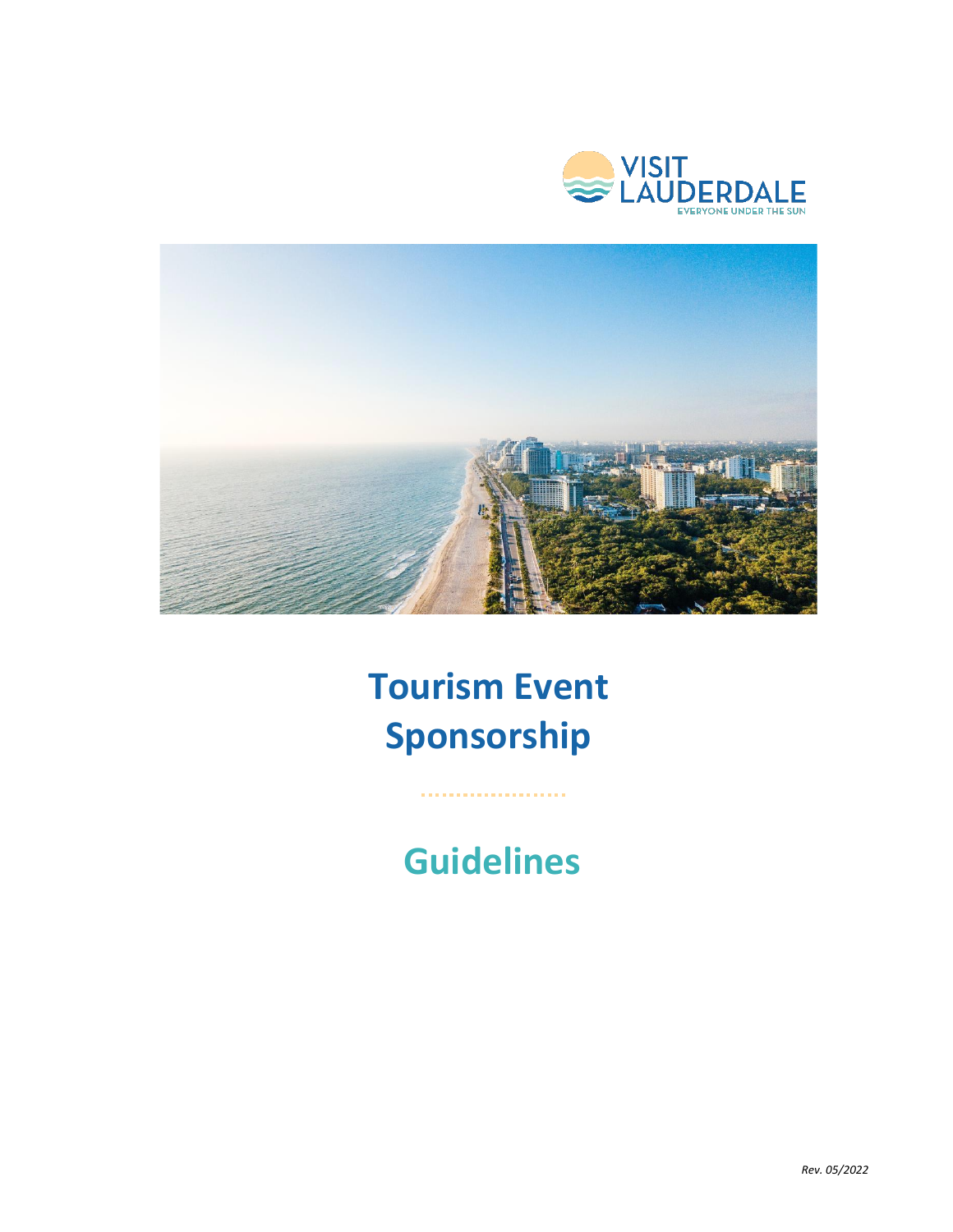VISIT LAUDERDALE

EVERYONE UNDER THE SUN

# Tourism Event Sponsorship

## Guidelines

*Rev. 05/2022*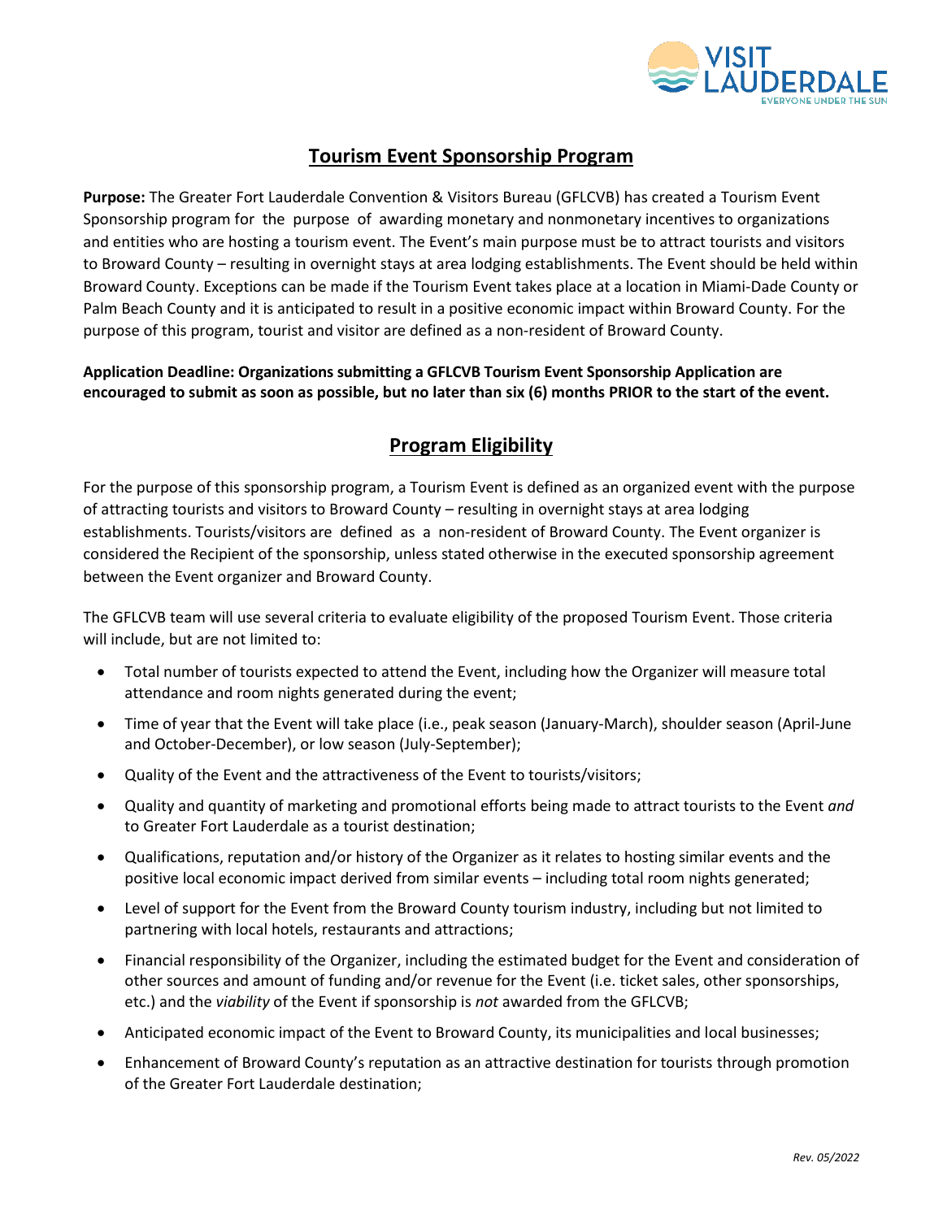## Tourism Event Sponsorship Program

**Purpose:** The Greater Fort Lauderdale Convention & Visitors Bureau (GFLCVB) has created a Tourism Event Sponsorship program for the purpose of awarding monetary and nonmonetary incentives to organizations and entities who are hosting a tourism event. The Event's main purpose must be to attract tourists and visitors to Broward County – resulting in overnight stays at area lodging establishments. The Event should be held within Broward County. Exceptions can be made if the Tourism Event takes place at a location in Miami-Dade County or Palm Beach County and it is anticipated to result in a positive economic impact within Broward County. For the purpose of this program, tourist and visitor are defined as a non-resident of Broward County.

**Application Deadline: Organizations submitting a GFLCVB Tourism Event Sponsorship Application are encouraged to submit as soon as possible, but no later than six (6) months PRIOR to the start of the event.**

## Program Eligibility

For the purpose of this sponsorship program, a Tourism Event is defined as an organized event with the purpose of attracting tourists and visitors to Broward County – resulting in overnight stays at area lodging establishments. Tourists/visitors are defined as a non-resident of Broward County. The Event organizer is considered the Recipient of the sponsorship, unless stated otherwise in the executed sponsorship agreement between the Event organizer and Broward County.

The GFLCVB team will use several criteria to evaluate eligibility of the proposed Tourism Event. Those criteria will include, but are not limited to:

- Total number of tourists expected to attend the Event, including how the Organizer will measure total attendance and room nights generated during the event;
- Time of year that the Event will take place (i.e., peak season (January-March), shoulder season (April-June and October-December), or low season (July-September);
- Quality of the Event and the attractiveness of the Event to tourists/visitors;
- Quality and quantity of marketing and promotional efforts being made to attract tourists to the Event *and* to Greater Fort Lauderdale as a tourist destination;
- Qualifications, reputation and/or history of the Organizer as it relates to hosting similar events and the positive local economic impact derived from similar events – including total room nights generated;
- Level of support for the Event from the Broward County tourism industry, including but not limited to partnering with local hotels, restaurants and attractions;
- Financial responsibility of the Organizer, including the estimated budget for the Event and consideration of other sources and amount of funding and/or revenue for the Event (i.e. ticket sales, other sponsorships, etc.) and the *viability* of the Event if sponsorship is *not* awarded from the GFLCVB;
- Anticipated economic impact of the Event to Broward County, its municipalities and local businesses;
- Enhancement of Broward County's reputation as an attractive destination for tourists through promotion of the Greater Fort Lauderdale destination;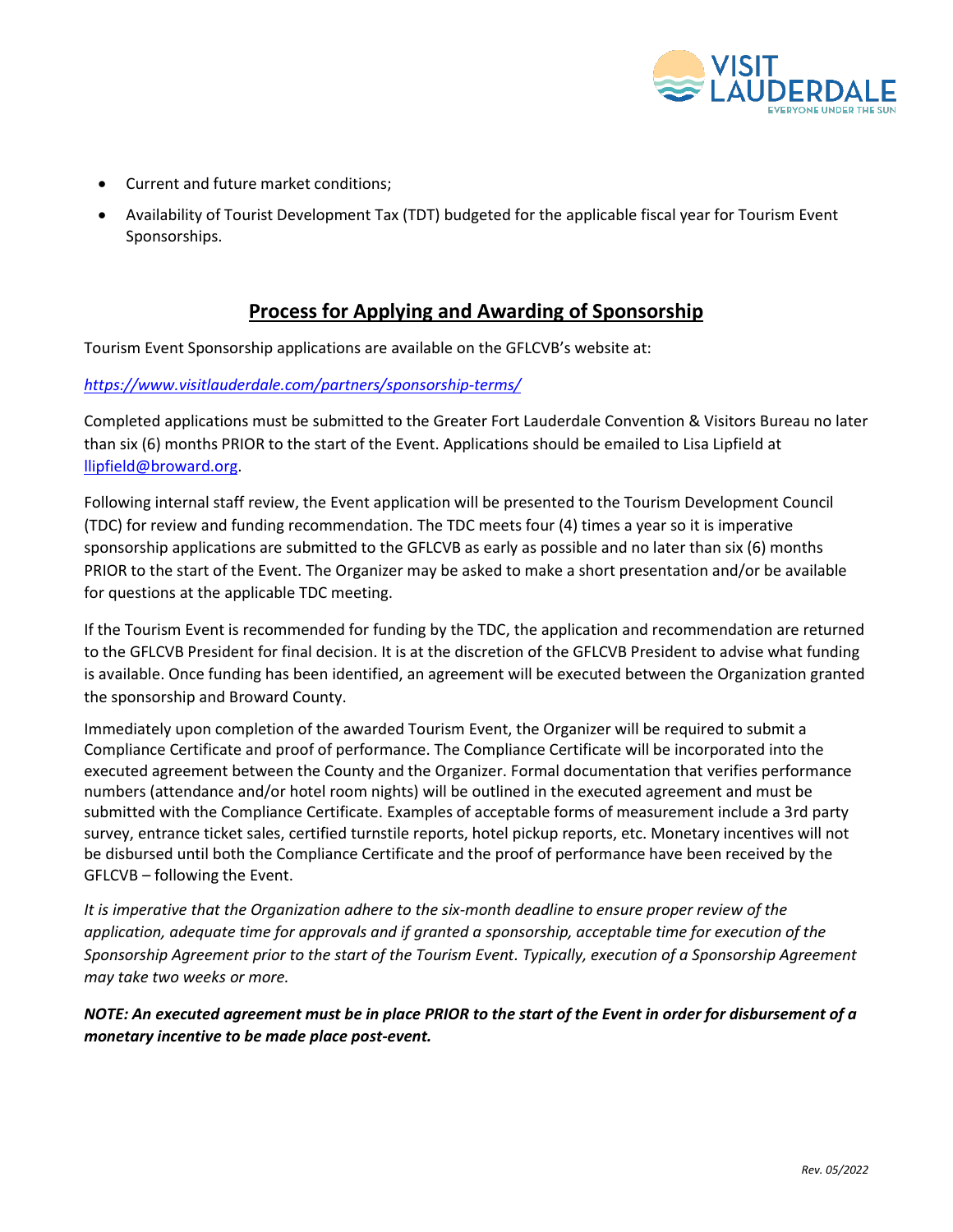- Current and future market conditions;
- Availability of Tourist Development Tax (TDT) budgeted for the applicable fiscal year for Tourism Event Sponsorships.

## Process for Applying and Awarding of Sponsorship

Tourism Event Sponsorship applications are available on the GFLCVB's website at:

*https://www.visitlauderdale.com/partners/sponsorship-terms/*

Completed applications must be submitted to the Greater Fort Lauderdale Convention & Visitors Bureau no later than six (6) months PRIOR to the start of the Event. Applications should be emailed to Lisa Lipfield at llipfield@broward.org.

Following internal staff review, the Event application will be presented to the Tourism Development Council (TDC) for review and funding recommendation. The TDC meets four (4) times a year so it is imperative sponsorship applications are submitted to the GFLCVB as early as possible and no later than six (6) months PRIOR to the start of the Event. The Organizer may be asked to make a short presentation and/or be available for questions at the applicable TDC meeting.

If the Tourism Event is recommended for funding by the TDC, the application and recommendation are returned to the GFLCVB President for final decision. It is at the discretion of the GFLCVB President to advise what funding is available. Once funding has been identified, an agreement will be executed between the Organization granted the sponsorship and Broward County.

Immediately upon completion of the awarded Tourism Event, the Organizer will be required to submit a Compliance Certificate and proof of performance. The Compliance Certificate will be incorporated into the executed agreement between the County and the Organizer. Formal documentation that verifies performance numbers (attendance and/or hotel room nights) will be outlined in the executed agreement and must be submitted with the Compliance Certificate. Examples of acceptable forms of measurement include a 3rd party survey, entrance ticket sales, certified turnstile reports, hotel pickup reports, etc. Monetary incentives will not be disbursed until both the Compliance Certificate and the proof of performance have been received by the GFLCVB – following the Event.

*It is imperative that the Organization adhere to the six-month deadline to ensure proper review of the application, adequate time for approvals and if granted a sponsorship, acceptable time for execution of the Sponsorship Agreement prior to the start of the Tourism Event. Typically, execution of a Sponsorship Agreement may take two weeks or more.*

***NOTE: An executed agreement must be in place PRIOR to the start of the Event in order for disbursement of a monetary incentive to be made place post-event.***

*Rev. 05/2022*